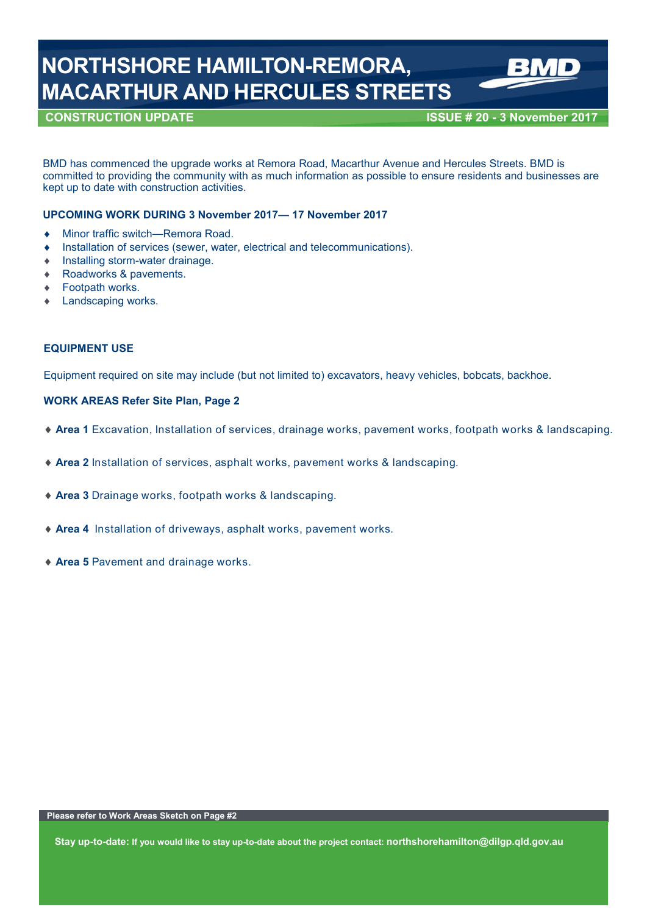# NORTHSHORE HAMILTON-REMORA, MACARTHUR AND HERCULES STREETS

BMD

**CONSTRUCTION UPDATE** **ISSUE # 20 - 3 November 2017**

BMD has commenced the upgrade works at Remora Road, Macarthur Avenue and Hercules Streets. BMD is committed to providing the community with as much information as possible to ensure residents and businesses are kept up to date with construction activities.

### UPCOMING WORK DURING 3 November 2017— 17 November 2017

- Minor traffic switch—Remora Road.
- Installation of services (sewer, water, electrical and telecommunications).
- Installing storm-water drainage.
- Roadworks & pavements.
- Footpath works.
- Landscaping works.

### EQUIPMENT USE

Equipment required on site may include (but not limited to) excavators, heavy vehicles, bobcats, backhoe.

### WORK AREAS Refer Site Plan, Page 2

- **Area 1** Excavation, Installation of services, drainage works, pavement works, footpath works & landscaping.
- **Area 2** Installation of services, asphalt works, pavement works & landscaping.
- **Area 3** Drainage works, footpath works & landscaping.
- **Area 4** Installation of driveways, asphalt works, pavement works.
- **Area 5** Pavement and drainage works.

**Please refer to Work Areas Sketch on Page #2**

**Stay up-to-date:** If you would like to stay up-to-date about the project contact: northshorehamilton@dilgp.qld.gov.au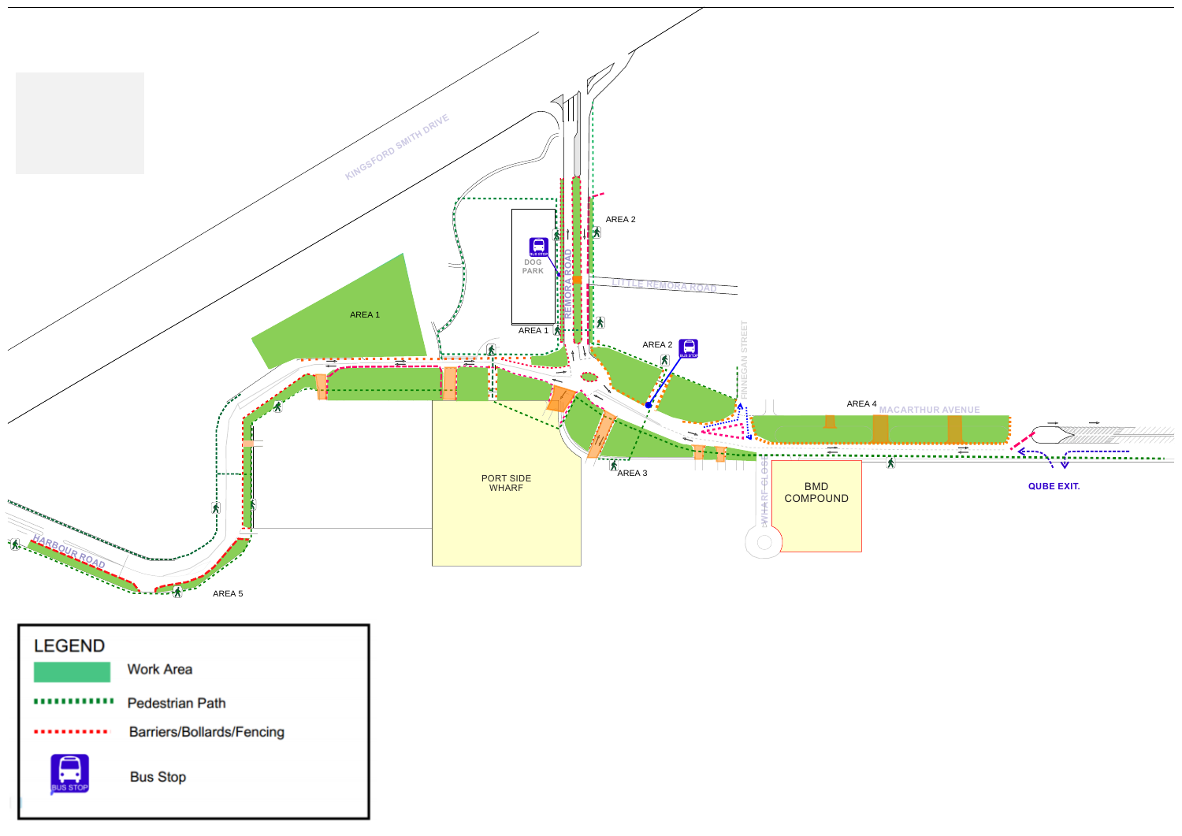KINGSFORD SMITH DRIVE

AREA 1

AREA 2

DOG PARK

REMORA ROAD

LITTLE REMORA ROAD

AREA 1

AREA 2

FINNEGAN STREET

AREA 4

MACARTHUR AVENUE

PORT SIDE WHARF

AREA 3

WHARF CLOSE

BMD COMPOUND

QUBE EXIT.

HARBOUR ROAD

AREA 5

## LEGEND

- Work Area
- Pedestrian Path
- Barriers/Bollards/Fencing
- Bus Stop